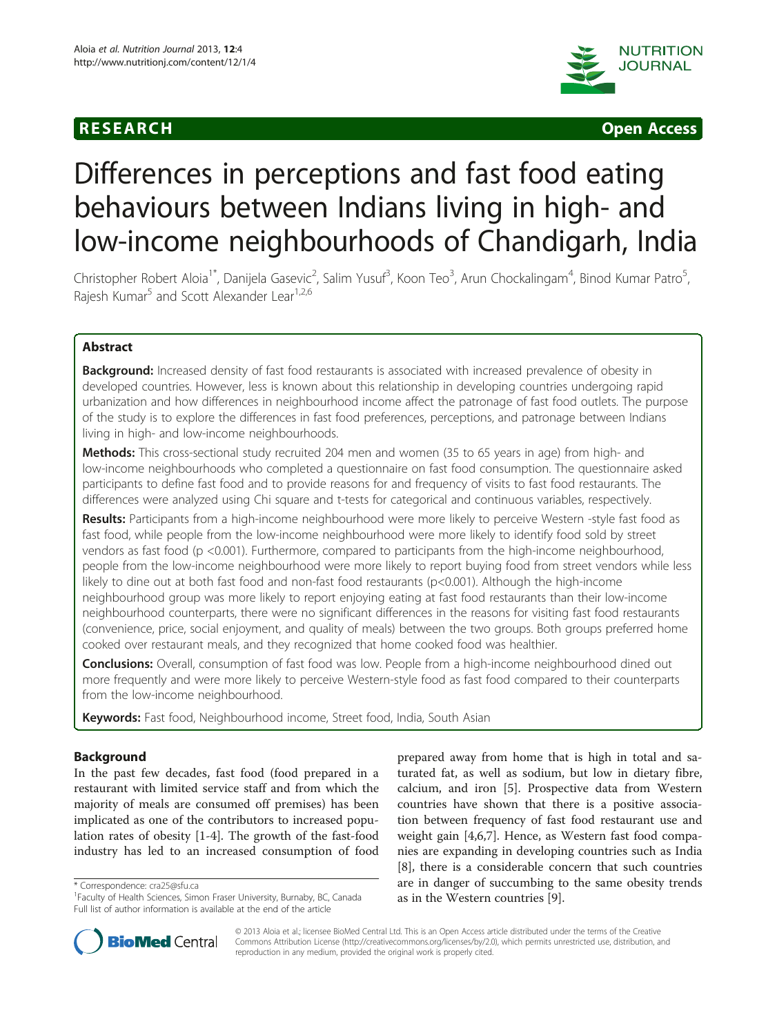RESEARCH Open Access

# Differences in perceptions and fast food eating behaviours between Indians living in high- and low-income neighbourhoods of Chandigarh, India

Christopher Robert Aloia[1*], Danijela Gasevic[2], Salim Yusuf[3], Koon Teo[3], Arun Chockalingam[4], Binod Kumar Patro[5], Rajesh Kumar[5] and Scott Alexander Lear[1,2,6]

## Abstract

**Background:** Increased density of fast food restaurants is associated with increased prevalence of obesity in developed countries. However, less is known about this relationship in developing countries undergoing rapid urbanization and how differences in neighbourhood income affect the patronage of fast food outlets. The purpose of the study is to explore the differences in fast food preferences, perceptions, and patronage between Indians living in high- and low-income neighbourhoods.

**Methods:** This cross-sectional study recruited 204 men and women (35 to 65 years in age) from high- and low-income neighbourhoods who completed a questionnaire on fast food consumption. The questionnaire asked participants to define fast food and to provide reasons for and frequency of visits to fast food restaurants. The differences were analyzed using Chi square and t-tests for categorical and continuous variables, respectively.

**Results:** Participants from a high-income neighbourhood were more likely to perceive Western -style fast food as fast food, while people from the low-income neighbourhood were more likely to identify food sold by street vendors as fast food ($p < 0.001$). Furthermore, compared to participants from the high-income neighbourhood, people from the low-income neighbourhood were more likely to report buying food from street vendors while less likely to dine out at both fast food and non-fast food restaurants ($p < 0.001$). Although the high-income neighbourhood group was more likely to report enjoying eating at fast food restaurants than their low-income neighbourhood counterparts, there were no significant differences in the reasons for visiting fast food restaurants (convenience, price, social enjoyment, and quality of meals) between the two groups. Both groups preferred home cooked over restaurant meals, and they recognized that home cooked food was healthier.

**Conclusions:** Overall, consumption of fast food was low. People from a high-income neighbourhood dined out more frequently and were more likely to perceive Western-style food as fast food compared to their counterparts from the low-income neighbourhood.

**Keywords:** Fast food, Neighbourhood income, Street food, India, South Asian

## Background

In the past few decades, fast food (food prepared in a restaurant with limited service staff and from which the majority of meals are consumed off premises) has been implicated as one of the contributors to increased population rates of obesity [1-4]. The growth of the fast-food industry has led to an increased consumption of food prepared away from home that is high in total and saturated fat, as well as sodium, but low in dietary fibre, calcium, and iron [5]. Prospective data from Western countries have shown that there is a positive association between frequency of fast food restaurant use and weight gain [4,6,7]. Hence, as Western fast food companies are expanding in developing countries such as India [8], there is a considerable concern that such countries are in danger of succumbing to the same obesity trends as in the Western countries [9].

\* Correspondence: cra25@sfu.ca
[1]Faculty of Health Sciences, Simon Fraser University, Burnaby, BC, Canada
Full list of author information is available at the end of the article

© 2013 Aloia et al.; licensee BioMed Central Ltd. This is an Open Access article distributed under the terms of the Creative Commons Attribution License (http://creativecommons.org/licenses/by/2.0), which permits unrestricted use, distribution, and reproduction in any medium, provided the original work is properly cited.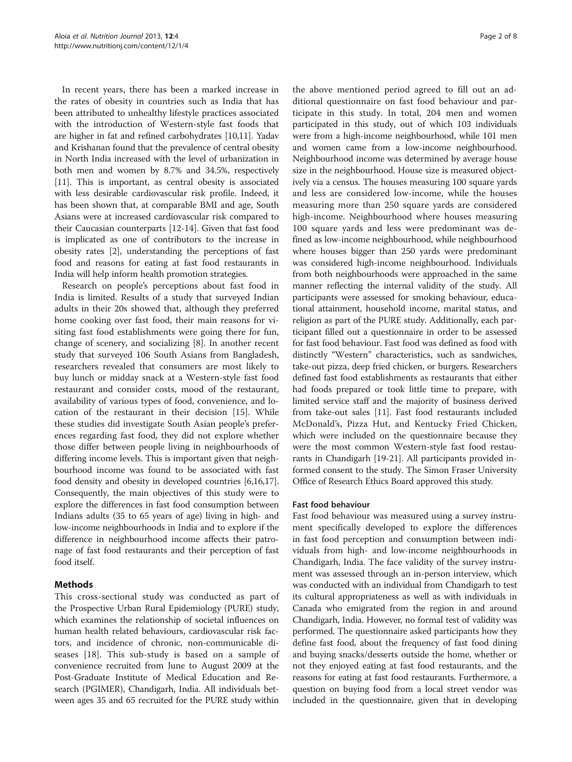In recent years, there has been a marked increase in the rates of obesity in countries such as India that has been attributed to unhealthy lifestyle practices associated with the introduction of Western-style fast foods that are higher in fat and refined carbohydrates [10,11]. Yadav and Krishanan found that the prevalence of central obesity in North India increased with the level of urbanization in both men and women by 8.7% and 34.5%, respectively [11]. This is important, as central obesity is associated with less desirable cardiovascular risk profile. Indeed, it has been shown that, at comparable BMI and age, South Asians were at increased cardiovascular risk compared to their Caucasian counterparts [12-14]. Given that fast food is implicated as one of contributors to the increase in obesity rates [2], understanding the perceptions of fast food and reasons for eating at fast food restaurants in India will help inform health promotion strategies.

Research on people's perceptions about fast food in India is limited. Results of a study that surveyed Indian adults in their 20s showed that, although they preferred home cooking over fast food, their main reasons for visiting fast food establishments were going there for fun, change of scenery, and socializing [8]. In another recent study that surveyed 106 South Asians from Bangladesh, researchers revealed that consumers are most likely to buy lunch or midday snack at a Western-style fast food restaurant and consider costs, mood of the restaurant, availability of various types of food, convenience, and location of the restaurant in their decision [15]. While these studies did investigate South Asian people's preferences regarding fast food, they did not explore whether those differ between people living in neighbourhoods of differing income levels. This is important given that neighbourhood income was found to be associated with fast food density and obesity in developed countries [6,16,17]. Consequently, the main objectives of this study were to explore the differences in fast food consumption between Indians adults (35 to 65 years of age) living in high- and low-income neighbourhoods in India and to explore if the difference in neighbourhood income affects their patronage of fast food restaurants and their perception of fast food itself.

## Methods

This cross-sectional study was conducted as part of the Prospective Urban Rural Epidemiology (PURE) study, which examines the relationship of societal influences on human health related behaviours, cardiovascular risk factors, and incidence of chronic, non-communicable diseases [18]. This sub-study is based on a sample of convenience recruited from June to August 2009 at the Post-Graduate Institute of Medical Education and Research (PGIMER), Chandigarh, India. All individuals between ages 35 and 65 recruited for the PURE study within the above mentioned period agreed to fill out an additional questionnaire on fast food behaviour and participate in this study. In total, 204 men and women participated in this study, out of which 103 individuals were from a high-income neighbourhood, while 101 men and women came from a low-income neighbourhood. Neighbourhood income was determined by average house size in the neighbourhood. House size is measured objectively via a census. The houses measuring 100 square yards and less are considered low-income, while the houses measuring more than 250 square yards are considered high-income. Neighbourhood where houses measuring 100 square yards and less were predominant was defined as low-income neighbourhood, while neighbourhood where houses bigger than 250 yards were predominant was considered high-income neighbourhood. Individuals from both neighbourhoods were approached in the same manner reflecting the internal validity of the study. All participants were assessed for smoking behaviour, educational attainment, household income, marital status, and religion as part of the PURE study. Additionally, each participant filled out a questionnaire in order to be assessed for fast food behaviour. Fast food was defined as food with distinctly "Western" characteristics, such as sandwiches, take-out pizza, deep fried chicken, or burgers. Researchers defined fast food establishments as restaurants that either had foods prepared or took little time to prepare, with limited service staff and the majority of business derived from take-out sales [11]. Fast food restaurants included McDonald's, Pizza Hut, and Kentucky Fried Chicken, which were included on the questionnaire because they were the most common Western-style fast food restaurants in Chandigarh [19-21]. All participants provided informed consent to the study. The Simon Fraser University Office of Research Ethics Board approved this study.

### Fast food behaviour

Fast food behaviour was measured using a survey instrument specifically developed to explore the differences in fast food perception and consumption between individuals from high- and low-income neighbourhoods in Chandigarh, India. The face validity of the survey instrument was assessed through an in-person interview, which was conducted with an individual from Chandigarh to test its cultural appropriateness as well as with individuals in Canada who emigrated from the region in and around Chandigarh, India. However, no formal test of validity was performed. The questionnaire asked participants how they define fast food, about the frequency of fast food dining and buying snacks/desserts outside the home, whether or not they enjoyed eating at fast food restaurants, and the reasons for eating at fast food restaurants. Furthermore, a question on buying food from a local street vendor was included in the questionnaire, given that in developing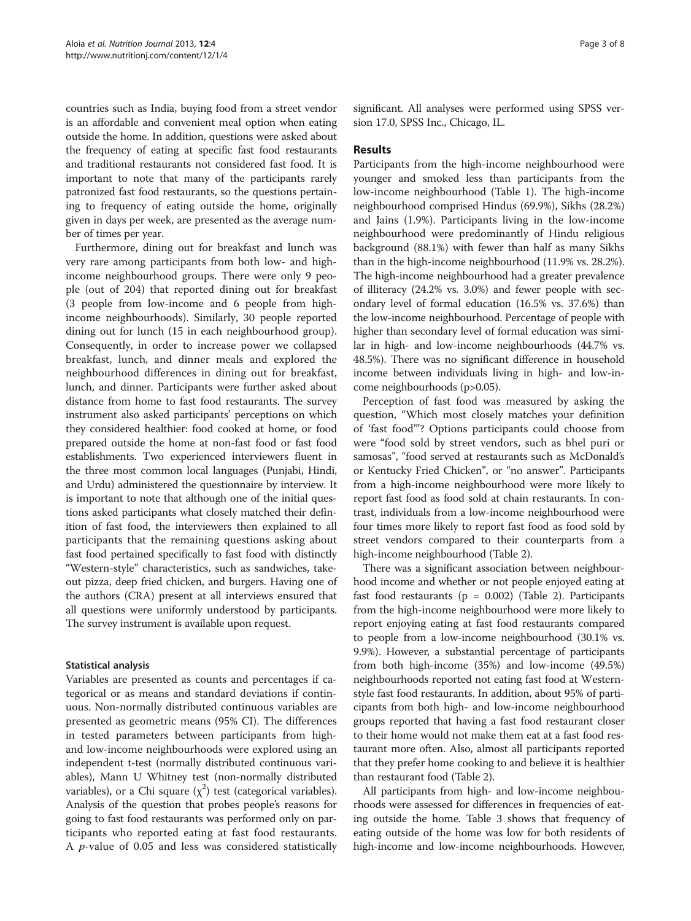countries such as India, buying food from a street vendor is an affordable and convenient meal option when eating outside the home. In addition, questions were asked about the frequency of eating at specific fast food restaurants and traditional restaurants not considered fast food. It is important to note that many of the participants rarely patronized fast food restaurants, so the questions pertaining to frequency of eating outside the home, originally given in days per week, are presented as the average number of times per year.

Furthermore, dining out for breakfast and lunch was very rare among participants from both low- and high-income neighbourhood groups. There were only 9 people (out of 204) that reported dining out for breakfast (3 people from low-income and 6 people from high-income neighbourhoods). Similarly, 30 people reported dining out for lunch (15 in each neighbourhood group). Consequently, in order to increase power we collapsed breakfast, lunch, and dinner meals and explored the neighbourhood differences in dining out for breakfast, lunch, and dinner. Participants were further asked about distance from home to fast food restaurants. The survey instrument also asked participants' perceptions on which they considered healthier: food cooked at home, or food prepared outside the home at non-fast food or fast food establishments. Two experienced interviewers fluent in the three most common local languages (Punjabi, Hindi, and Urdu) administered the questionnaire by interview. It is important to note that although one of the initial questions asked participants what closely matched their definition of fast food, the interviewers then explained to all participants that the remaining questions asking about fast food pertained specifically to fast food with distinctly "Western-style" characteristics, such as sandwiches, takeout pizza, deep fried chicken, and burgers. Having one of the authors (CRA) present at all interviews ensured that all questions were uniformly understood by participants. The survey instrument is available upon request.

### Statistical analysis

Variables are presented as counts and percentages if categorical or as means and standard deviations if continuous. Non-normally distributed continuous variables are presented as geometric means (95% CI). The differences in tested parameters between participants from high- and low-income neighbourhoods were explored using an independent t-test (normally distributed continuous variables), Mann U Whitney test (non-normally distributed variables), or a Chi square ($\chi^2$) test (categorical variables). Analysis of the question that probes people's reasons for going to fast food restaurants was performed only on participants who reported eating at fast food restaurants. A *p*-value of 0.05 and less was considered statistically significant. All analyses were performed using SPSS version 17.0, SPSS Inc., Chicago, IL.

## Results

Participants from the high-income neighbourhood were younger and smoked less than participants from the low-income neighbourhood (Table 1). The high-income neighbourhood comprised Hindus (69.9%), Sikhs (28.2%) and Jains (1.9%). Participants living in the low-income neighbourhood were predominantly of Hindu religious background (88.1%) with fewer than half as many Sikhs than in the high-income neighbourhood (11.9% vs. 28.2%). The high-income neighbourhood had a greater prevalence of illiteracy (24.2% vs. 3.0%) and fewer people with secondary level of formal education (16.5% vs. 37.6%) than the low-income neighbourhood. Percentage of people with higher than secondary level of formal education was similar in high- and low-income neighbourhoods (44.7% vs. 48.5%). There was no significant difference in household income between individuals living in high- and low-income neighbourhoods ($p > 0.05$).

Perception of fast food was measured by asking the question, "Which most closely matches your definition of 'fast food'"? Options participants could choose from were "food sold by street vendors, such as bhel puri or samosas", "food served at restaurants such as McDonald's or Kentucky Fried Chicken", or "no answer". Participants from a high-income neighbourhood were more likely to report fast food as food sold at chain restaurants. In contrast, individuals from a low-income neighbourhood were four times more likely to report fast food as food sold by street vendors compared to their counterparts from a high-income neighbourhood (Table 2).

There was a significant association between neighbourhood income and whether or not people enjoyed eating at fast food restaurants ($p = 0.002$) (Table 2). Participants from the high-income neighbourhood were more likely to report enjoying eating at fast food restaurants compared to people from a low-income neighbourhood (30.1% vs. 9.9%). However, a substantial percentage of participants from both high-income (35%) and low-income (49.5%) neighbourhoods reported not eating fast food at Western-style fast food restaurants. In addition, about 95% of participants from both high- and low-income neighbourhood groups reported that having a fast food restaurant closer to their home would not make them eat at a fast food restaurant more often. Also, almost all participants reported that they prefer home cooking to and believe it is healthier than restaurant food (Table 2).

All participants from high- and low-income neighbourhoods were assessed for differences in frequencies of eating outside the home. Table 3 shows that frequency of eating outside of the home was low for both residents of high-income and low-income neighbourhoods. However,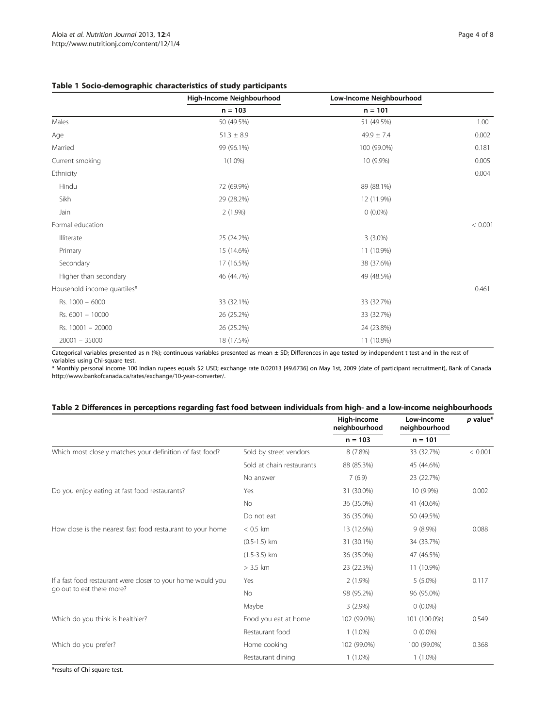**Table 1 Socio-demographic characteristics of study participants**

| | High-Income Neighbourhood | Low-Income Neighbourhood | |
|---|---|---|---|
| | n = 103 | n = 101 | |
| Males | 50 (49.5%) | 51 (49.5%) | 1.00 |
| Age | 51.3 ± 8.9 | 49.9 ± 7.4 | 0.002 |
| Married | 99 (96.1%) | 100 (99.0%) | 0.181 |
| Current smoking | 1(1.0%) | 10 (9.9%) | 0.005 |
| Ethnicity | | | 0.004 |
| Hindu | 72 (69.9%) | 89 (88.1%) | |
| Sikh | 29 (28.2%) | 12 (11.9%) | |
| Jain | 2 (1.9%) | 0 (0.0%) | |
| Formal education | | | < 0.001 |
| Illiterate | 25 (24.2%) | 3 (3.0%) | |
| Primary | 15 (14.6%) | 11 (10.9%) | |
| Secondary | 17 (16.5%) | 38 (37.6%) | |
| Higher than secondary | 46 (44.7%) | 49 (48.5%) | |
| Household income quartiles* | | | 0.461 |
| Rs. 1000 – 6000 | 33 (32.1%) | 33 (32.7%) | |
| Rs. 6001 – 10000 | 26 (25.2%) | 33 (32.7%) | |
| Rs. 10001 – 20000 | 26 (25.2%) | 24 (23.8%) | |
| 20001 – 35000 | 18 (17.5%) | 11 (10.8%) | |

Categorical variables presented as n (%); continuous variables presented as mean ± SD; Differences in age tested by independent t test and in the rest of variables using Chi-square test.

\* Monthly personal income 100 Indian rupees equals $2 USD; exchange rate 0.02013 [49.6736] on May 1st, 2009 (date of participant recruitment), Bank of Canada http://www.bankofcanada.ca/rates/exchange/10-year-converter/.

**Table 2 Differences in perceptions regarding fast food between individuals from high- and a low-income neighbourhoods**

| | | High-income neighbourhood | Low-income neighbourhood | *p* value* |
|---|---|---|---|---|
| | | n = 103 | n = 101 | |
| Which most closely matches your definition of fast food? | Sold by street vendors | 8 (7.8%) | 33 (32.7%) | < 0.001 |
| | Sold at chain restaurants | 88 (85.3%) | 45 (44.6%) | |
| | No answer | 7 (6.9) | 23 (22.7%) | |
| Do you enjoy eating at fast food restaurants? | Yes | 31 (30.0%) | 10 (9.9%) | 0.002 |
| | No | 36 (35.0%) | 41 (40.6%) | |
| | Do not eat | 36 (35.0%) | 50 (49.5%) | |
| How close is the nearest fast food restaurant to your home | < 0.5 km | 13 (12.6%) | 9 (8.9%) | 0.088 |
| | (0.5-1.5) km | 31 (30.1%) | 34 (33.7%) | |
| | (1.5-3.5) km | 36 (35.0%) | 47 (46.5%) | |
| | > 3.5 km | 23 (22.3%) | 11 (10.9%) | |
| If a fast food restaurant were closer to your home would you go out to eat there more? | Yes | 2 (1.9%) | 5 (5.0%) | 0.117 |
| | No | 98 (95.2%) | 96 (95.0%) | |
| | Maybe | 3 (2.9%) | 0 (0.0%) | |
| Which do you think is healthier? | Food you eat at home | 102 (99.0%) | 101 (100.0%) | 0.549 |
| | Restaurant food | 1 (1.0%) | 0 (0.0%) | |
| Which do you prefer? | Home cooking | 102 (99.0%) | 100 (99.0%) | 0.368 |
| | Restaurant dining | 1 (1.0%) | 1 (1.0%) | |

\*results of Chi-square test.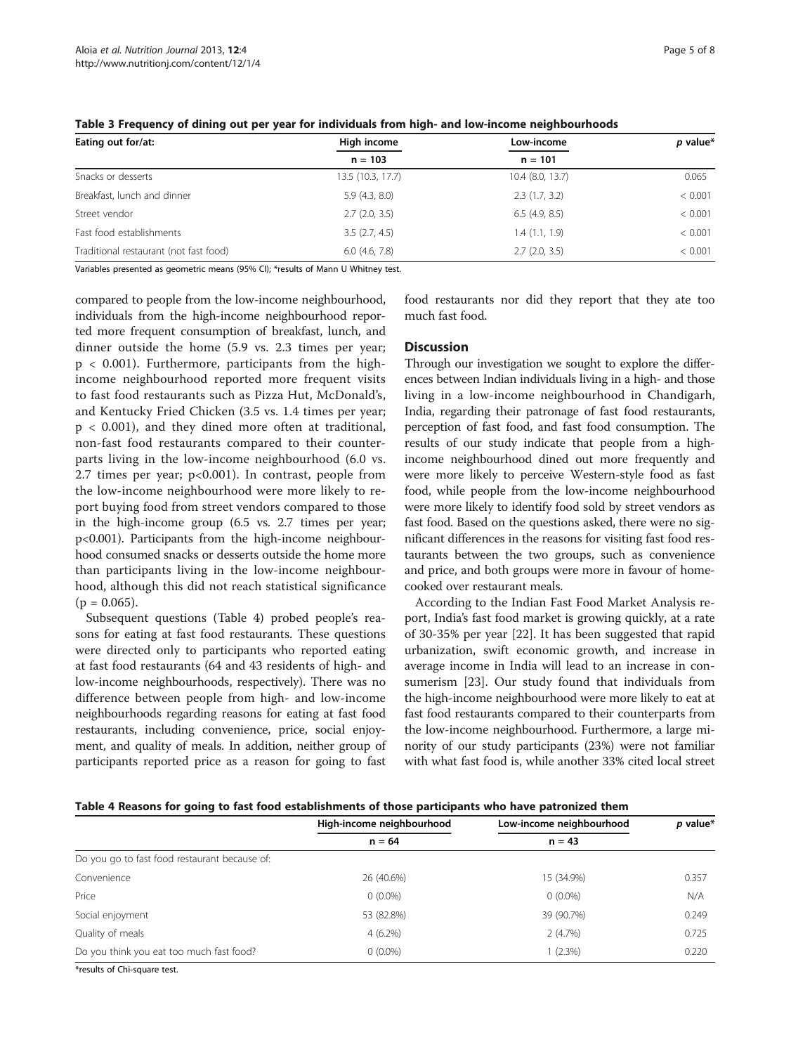**Table 3 Frequency of dining out per year for individuals from high- and low-income neighbourhoods**

| Eating out for/at: | High income | Low-income | *p* value* |
|---|---|---|---|
| | n = 103 | n = 101 | |
| Snacks or desserts | 13.5 (10.3, 17.7) | 10.4 (8.0, 13.7) | 0.065 |
| Breakfast, lunch and dinner | 5.9 (4.3, 8.0) | 2.3 (1.7, 3.2) | < 0.001 |
| Street vendor | 2.7 (2.0, 3.5) | 6.5 (4.9, 8.5) | < 0.001 |
| Fast food establishments | 3.5 (2.7, 4.5) | 1.4 (1.1, 1.9) | < 0.001 |
| Traditional restaurant (not fast food) | 6.0 (4.6, 7.8) | 2.7 (2.0, 3.5) | < 0.001 |

Variables presented as geometric means (95% CI); *results of Mann U Whitney test.

compared to people from the low-income neighbourhood, individuals from the high-income neighbourhood reported more frequent consumption of breakfast, lunch, and dinner outside the home (5.9 vs. 2.3 times per year; $p < 0.001$). Furthermore, participants from the high-income neighbourhood reported more frequent visits to fast food restaurants such as Pizza Hut, McDonald's, and Kentucky Fried Chicken (3.5 vs. 1.4 times per year; $p < 0.001$), and they dined more often at traditional, non-fast food restaurants compared to their counterparts living in the low-income neighbourhood (6.0 vs. 2.7 times per year; $p<0.001$). In contrast, people from the low-income neighbourhood were more likely to report buying food from street vendors compared to those in the high-income group (6.5 vs. 2.7 times per year; $p<0.001$). Participants from the high-income neighbourhood consumed snacks or desserts outside the home more than participants living in the low-income neighbourhood, although this did not reach statistical significance ($p = 0.065$).

Subsequent questions (Table 4) probed people's reasons for eating at fast food restaurants. These questions were directed only to participants who reported eating at fast food restaurants (64 and 43 residents of high- and low-income neighbourhoods, respectively). There was no difference between people from high- and low-income neighbourhoods regarding reasons for eating at fast food restaurants, including convenience, price, social enjoyment, and quality of meals. In addition, neither group of participants reported price as a reason for going to fast food restaurants nor did they report that they ate too much fast food.

## Discussion

Through our investigation we sought to explore the differences between Indian individuals living in a high- and those living in a low-income neighbourhood in Chandigarh, India, regarding their patronage of fast food restaurants, perception of fast food, and fast food consumption. The results of our study indicate that people from a high-income neighbourhood dined out more frequently and were more likely to perceive Western-style food as fast food, while people from the low-income neighbourhood were more likely to identify food sold by street vendors as fast food. Based on the questions asked, there were no significant differences in the reasons for visiting fast food restaurants between the two groups, such as convenience and price, and both groups were more in favour of home-cooked over restaurant meals.

According to the Indian Fast Food Market Analysis report, India's fast food market is growing quickly, at a rate of 30-35% per year [22]. It has been suggested that rapid urbanization, swift economic growth, and increase in average income in India will lead to an increase in consumerism [23]. Our study found that individuals from the high-income neighbourhood were more likely to eat at fast food restaurants compared to their counterparts from the low-income neighbourhood. Furthermore, a large minority of our study participants (23%) were not familiar with what fast food is, while another 33% cited local street

**Table 4 Reasons for going to fast food establishments of those participants who have patronized them**

| | High-income neighbourhood | Low-income neighbourhood | *p* value* |
|---|---|---|---|
| | n = 64 | n = 43 | |
| Do you go to fast food restaurant because of: | | | |
| Convenience | 26 (40.6%) | 15 (34.9%) | 0.357 |
| Price | 0 (0.0%) | 0 (0.0%) | N/A |
| Social enjoyment | 53 (82.8%) | 39 (90.7%) | 0.249 |
| Quality of meals | 4 (6.2%) | 2 (4.7%) | 0.725 |
| Do you think you eat too much fast food? | 0 (0.0%) | 1 (2.3%) | 0.220 |

*results of Chi-square test.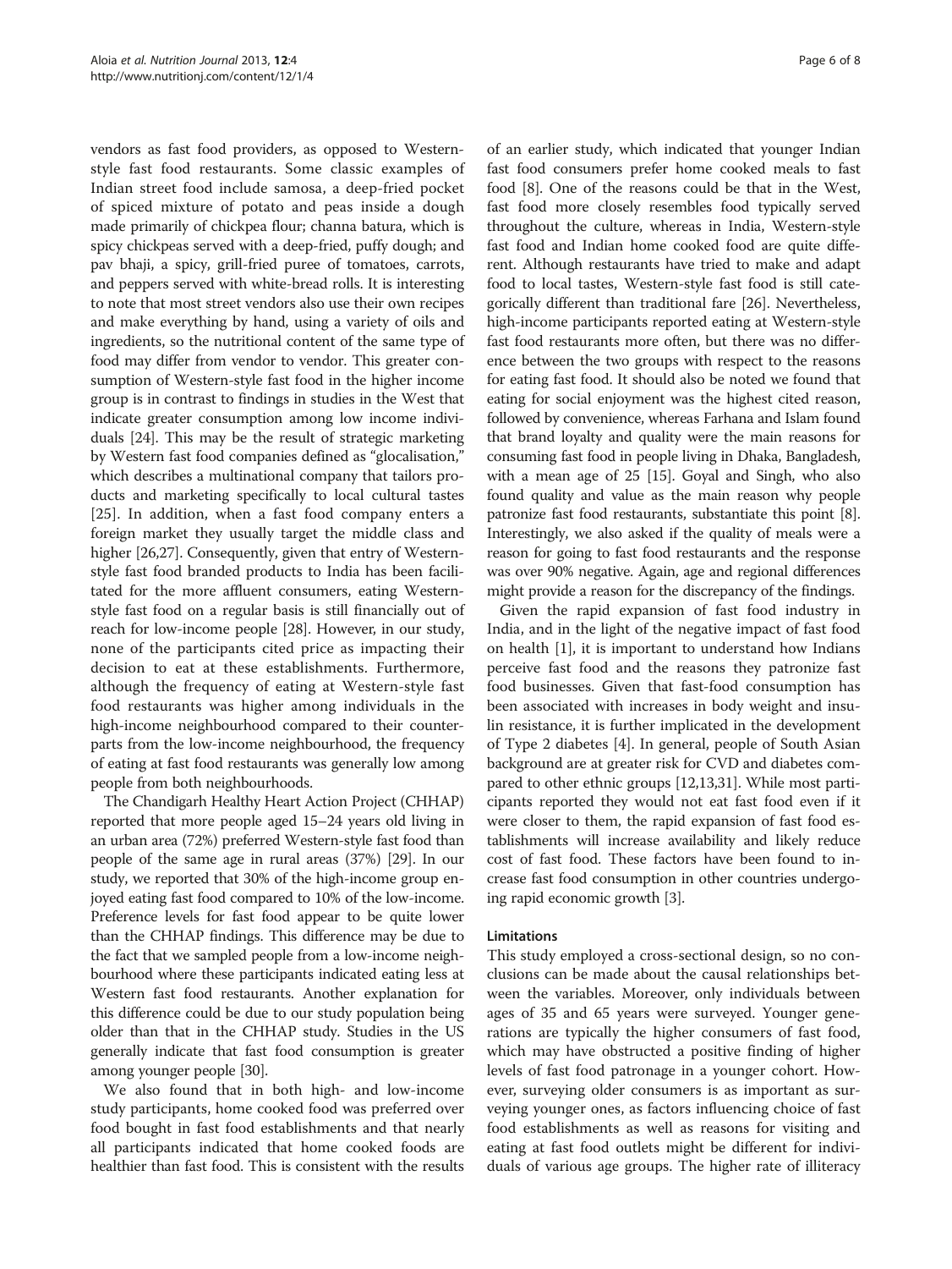vendors as fast food providers, as opposed to Western-style fast food restaurants. Some classic examples of Indian street food include samosa, a deep-fried pocket of spiced mixture of potato and peas inside a dough made primarily of chickpea flour; channa batura, which is spicy chickpeas served with a deep-fried, puffy dough; and pav bhaji, a spicy, grill-fried puree of tomatoes, carrots, and peppers served with white-bread rolls. It is interesting to note that most street vendors also use their own recipes and make everything by hand, using a variety of oils and ingredients, so the nutritional content of the same type of food may differ from vendor to vendor. This greater consumption of Western-style fast food in the higher income group is in contrast to findings in studies in the West that indicate greater consumption among low income individuals [24]. This may be the result of strategic marketing by Western fast food companies defined as "glocalisation," which describes a multinational company that tailors products and marketing specifically to local cultural tastes [25]. In addition, when a fast food company enters a foreign market they usually target the middle class and higher [26,27]. Consequently, given that entry of Western-style fast food branded products to India has been facilitated for the more affluent consumers, eating Western-style fast food on a regular basis is still financially out of reach for low-income people [28]. However, in our study, none of the participants cited price as impacting their decision to eat at these establishments. Furthermore, although the frequency of eating at Western-style fast food restaurants was higher among individuals in the high-income neighbourhood compared to their counterparts from the low-income neighbourhood, the frequency of eating at fast food restaurants was generally low among people from both neighbourhoods.

The Chandigarh Healthy Heart Action Project (CHHAP) reported that more people aged 15–24 years old living in an urban area (72%) preferred Western-style fast food than people of the same age in rural areas (37%) [29]. In our study, we reported that 30% of the high-income group enjoyed eating fast food compared to 10% of the low-income. Preference levels for fast food appear to be quite lower than the CHHAP findings. This difference may be due to the fact that we sampled people from a low-income neighbourhood where these participants indicated eating less at Western fast food restaurants. Another explanation for this difference could be due to our study population being older than that in the CHHAP study. Studies in the US generally indicate that fast food consumption is greater among younger people [30].

We also found that in both high- and low-income study participants, home cooked food was preferred over food bought in fast food establishments and that nearly all participants indicated that home cooked foods are healthier than fast food. This is consistent with the results of an earlier study, which indicated that younger Indian fast food consumers prefer home cooked meals to fast food [8]. One of the reasons could be that in the West, fast food more closely resembles food typically served throughout the culture, whereas in India, Western-style fast food and Indian home cooked food are quite different. Although restaurants have tried to make and adapt food to local tastes, Western-style fast food is still categorically different than traditional fare [26]. Nevertheless, high-income participants reported eating at Western-style fast food restaurants more often, but there was no difference between the two groups with respect to the reasons for eating fast food. It should also be noted we found that eating for social enjoyment was the highest cited reason, followed by convenience, whereas Farhana and Islam found that brand loyalty and quality were the main reasons for consuming fast food in people living in Dhaka, Bangladesh, with a mean age of 25 [15]. Goyal and Singh, who also found quality and value as the main reason why people patronize fast food restaurants, substantiate this point [8]. Interestingly, we also asked if the quality of meals were a reason for going to fast food restaurants and the response was over 90% negative. Again, age and regional differences might provide a reason for the discrepancy of the findings.

Given the rapid expansion of fast food industry in India, and in the light of the negative impact of fast food on health [1], it is important to understand how Indians perceive fast food and the reasons they patronize fast food businesses. Given that fast-food consumption has been associated with increases in body weight and insulin resistance, it is further implicated in the development of Type 2 diabetes [4]. In general, people of South Asian background are at greater risk for CVD and diabetes compared to other ethnic groups [12,13,31]. While most participants reported they would not eat fast food even if it were closer to them, the rapid expansion of fast food establishments will increase availability and likely reduce cost of fast food. These factors have been found to increase fast food consumption in other countries undergoing rapid economic growth [3].

### Limitations

This study employed a cross-sectional design, so no conclusions can be made about the causal relationships between the variables. Moreover, only individuals between ages of 35 and 65 years were surveyed. Younger generations are typically the higher consumers of fast food, which may have obstructed a positive finding of higher levels of fast food patronage in a younger cohort. However, surveying older consumers is as important as surveying younger ones, as factors influencing choice of fast food establishments as well as reasons for visiting and eating at fast food outlets might be different for individuals of various age groups. The higher rate of illiteracy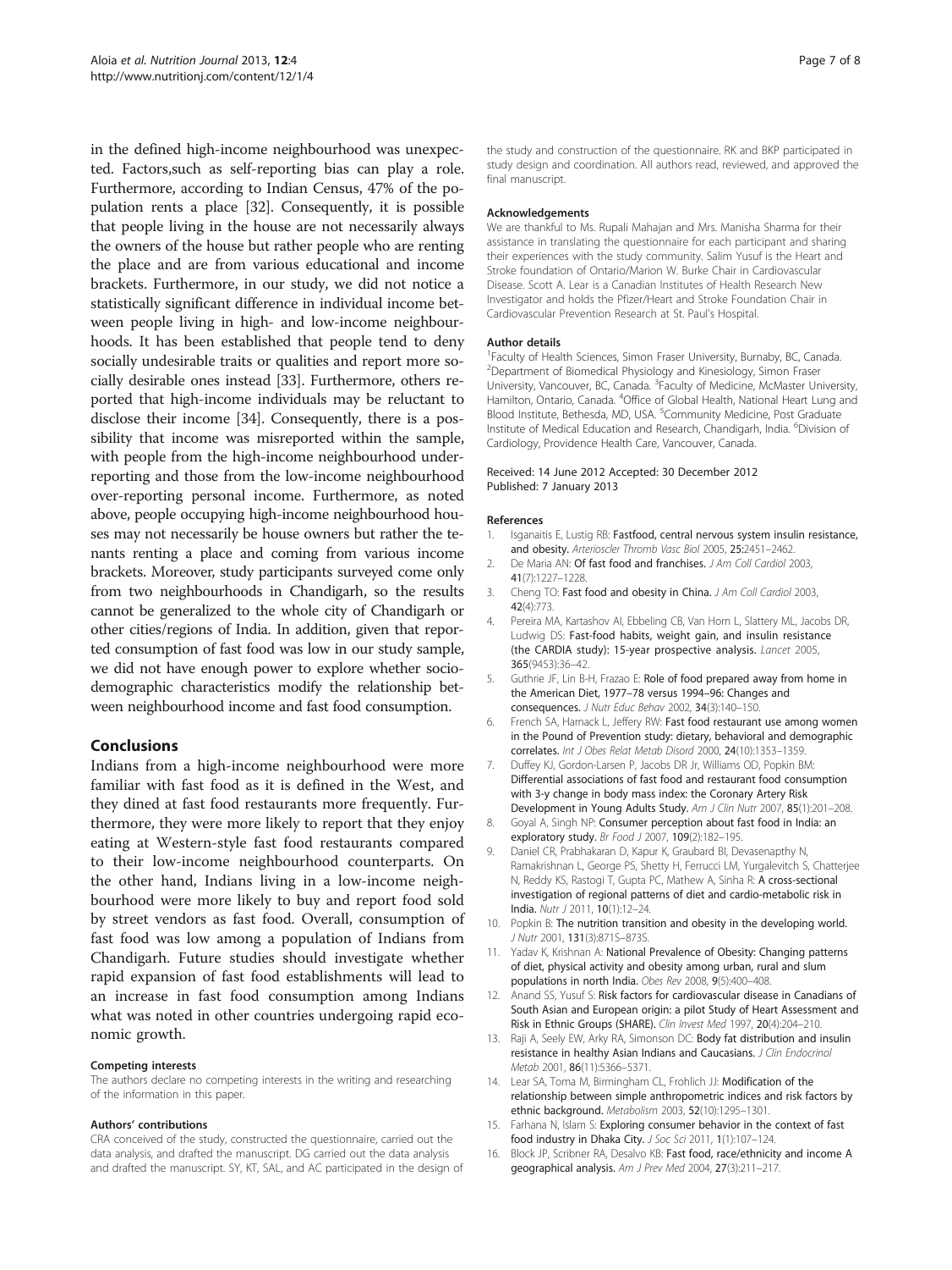in the defined high-income neighbourhood was unexpected. Factors,such as self-reporting bias can play a role. Furthermore, according to Indian Census, 47% of the population rents a place [32]. Consequently, it is possible that people living in the house are not necessarily always the owners of the house but rather people who are renting the place and are from various educational and income brackets. Furthermore, in our study, we did not notice a statistically significant difference in individual income between people living in high- and low-income neighbourhoods. It has been established that people tend to deny socially undesirable traits or qualities and report more socially desirable ones instead [33]. Furthermore, others reported that high-income individuals may be reluctant to disclose their income [34]. Consequently, there is a possibility that income was misreported within the sample, with people from the high-income neighbourhood underreporting and those from the low-income neighbourhood over-reporting personal income. Furthermore, as noted above, people occupying high-income neighbourhood houses may not necessarily be house owners but rather the tenants renting a place and coming from various income brackets. Moreover, study participants surveyed come only from two neighbourhoods in Chandigarh, so the results cannot be generalized to the whole city of Chandigarh or other cities/regions of India. In addition, given that reported consumption of fast food was low in our study sample, we did not have enough power to explore whether sociodemographic characteristics modify the relationship between neighbourhood income and fast food consumption.

## Conclusions

Indians from a high-income neighbourhood were more familiar with fast food as it is defined in the West, and they dined at fast food restaurants more frequently. Furthermore, they were more likely to report that they enjoy eating at Western-style fast food restaurants compared to their low-income neighbourhood counterparts. On the other hand, Indians living in a low-income neighbourhood were more likely to buy and report food sold by street vendors as fast food. Overall, consumption of fast food was low among a population of Indians from Chandigarh. Future studies should investigate whether rapid expansion of fast food establishments will lead to an increase in fast food consumption among Indians what was noted in other countries undergoing rapid economic growth.

#### Competing interests

The authors declare no competing interests in the writing and researching of the information in this paper.

#### Authors' contributions

CRA conceived of the study, constructed the questionnaire, carried out the data analysis, and drafted the manuscript. DG carried out the data analysis and drafted the manuscript. SY, KT, SAL, and AC participated in the design of the study and construction of the questionnaire. RK and BKP participated in study design and coordination. All authors read, reviewed, and approved the final manuscript.

#### Acknowledgements

We are thankful to Ms. Rupali Mahajan and Mrs. Manisha Sharma for their assistance in translating the questionnaire for each participant and sharing their experiences with the study community. Salim Yusuf is the Heart and Stroke foundation of Ontario/Marion W. Burke Chair in Cardiovascular Disease. Scott A. Lear is a Canadian Institutes of Health Research New Investigator and holds the Pfizer/Heart and Stroke Foundation Chair in Cardiovascular Prevention Research at St. Paul's Hospital.

#### Author details

[1]Faculty of Health Sciences, Simon Fraser University, Burnaby, BC, Canada. [2]Department of Biomedical Physiology and Kinesiology, Simon Fraser University, Vancouver, BC, Canada. [3]Faculty of Medicine, McMaster University, Hamilton, Ontario, Canada. [4]Office of Global Health, National Heart Lung and Blood Institute, Bethesda, MD, USA. [5]Community Medicine, Post Graduate Institute of Medical Education and Research, Chandigarh, India. [6]Division of Cardiology, Providence Health Care, Vancouver, Canada.

Received: 14 June 2012 Accepted: 30 December 2012
Published: 7 January 2013

#### References

1. Isganaitis E, Lustig RB: **Fastfood, central nervous system insulin resistance, and obesity.** *Arterioscler Thromb Vasc Biol* 2005, **25**:2451–2462.
2. De Maria AN: **Of fast food and franchises.** *J Am Coll Cardiol* 2003, **41**(7):1227–1228.
3. Cheng TO: **Fast food and obesity in China.** *J Am Coll Cardiol* 2003, **42**(4):773.
4. Pereira MA, Kartashov AI, Ebbeling CB, Van Horn L, Slattery ML, Jacobs DR, Ludwig DS: **Fast-food habits, weight gain, and insulin resistance (the CARDIA study): 15-year prospective analysis.** *Lancet* 2005, **365**(9453):36–42.
5. Guthrie JF, Lin B-H, Frazao E: **Role of food prepared away from home in the American Diet, 1977–78 versus 1994–96: Changes and consequences.** *J Nutr Educ Behav* 2002, **34**(3):140–150.
6. French SA, Harnack L, Jeffery RW: **Fast food restaurant use among women in the Pound of Prevention study: dietary, behavioral and demographic correlates.** *Int J Obes Relat Metab Disord* 2000, **24**(10):1353–1359.
7. Duffey KJ, Gordon-Larsen P, Jacobs DR Jr, Williams OD, Popkin BM: **Differential associations of fast food and restaurant food consumption with 3-y change in body mass index: the Coronary Artery Risk Development in Young Adults Study.** *Am J Clin Nutr* 2007, **85**(1):201–208.
8. Goyal A, Singh NP: **Consumer perception about fast food in India: an exploratory study.** *Br Food J* 2007, **109**(2):182–195.
9. Daniel CR, Prabhakaran D, Kapur K, Graubard BI, Devasenapthy N, Ramakrishnan L, George PS, Shetty H, Ferrucci LM, Yurgalevitch S, Chatterjee N, Reddy KS, Rastogi T, Gupta PC, Mathew A, Sinha R: **A cross-sectional investigation of regional patterns of diet and cardio-metabolic risk in India.** *Nutr J* 2011, **10**(1):12–24.
10. Popkin B: **The nutrition transition and obesity in the developing world.** *J Nutr* 2001, **131**(3):871S–873S.
11. Yadav K, Krishnan A: **National Prevalence of Obesity: Changing patterns of diet, physical activity and obesity among urban, rural and slum populations in north India.** *Obes Rev* 2008, **9**(5):400–408.
12. Anand SS, Yusuf S: **Risk factors for cardiovascular disease in Canadians of South Asian and European origin: a pilot Study of Heart Assessment and Risk in Ethnic Groups (SHARE).** *Clin Invest Med* 1997, **20**(4):204–210.
13. Raji A, Seely EW, Arky RA, Simonson DC: **Body fat distribution and insulin resistance in healthy Asian Indians and Caucasians.** *J Clin Endocrinol Metab* 2001, **86**(11):5366–5371.
14. Lear SA, Toma M, Birmingham CL, Frohlich JJ: **Modification of the relationship between simple anthropometric indices and risk factors by ethnic background.** *Metabolism* 2003, **52**(10):1295–1301.
15. Farhana N, Islam S: **Exploring consumer behavior in the context of fast food industry in Dhaka City.** *J Soc Sci* 2011, **1**(1):107–124.
16. Block JP, Scribner RA, Desalvo KB: **Fast food, race/ethnicity and income A geographical analysis.** *Am J Prev Med* 2004, **27**(3):211–217.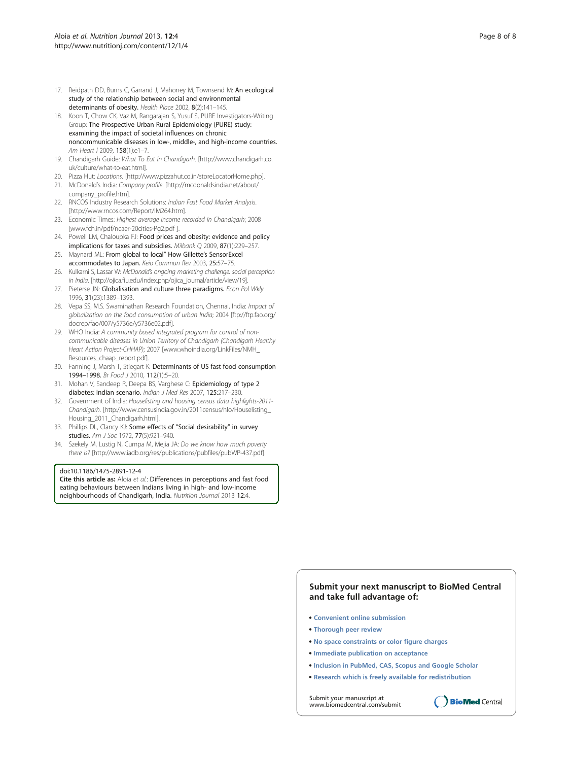17. Reidpath DD, Burns C, Garrand J, Mahoney M, Townsend M: **An ecological study of the relationship between social and environmental determinants of obesity.** *Health Place* 2002, **8**(2):141–145.
18. Koon T, Chow CK, Vaz M, Rangarajan S, Yusuf S, PURE Investigators-Writing Group: **The Prospective Urban Rural Epidemiology (PURE) study: examining the impact of societal influences on chronic noncommunicable diseases in low-, middle-, and high-income countries.** *Am Heart J* 2009, **158**(1):e1–7.
19. Chandigarh Guide: *What To Eat In Chandigarh*. [http://www.chandigarh.co.uk/culture/what-to-eat.html].
20. Pizza Hut: *Locations*. [http://www.pizzahut.co.in/storeLocatorHome.php].
21. McDonald's India: *Company profile*. [http://mcdonaldsindia.net/about/company_profile.htm].
22. RNCOS Industry Research Solutions: *Indian Fast Food Market Analysis*. [http://www.rncos.com/Report/IM264.htm].
23. Economic Times: *Highest average income recorded in Chandigarh*; 2008 [www.fch.in/pdf/ncaer-20cities-Pg2.pdf ].
24. Powell LM, Chaloupka FJ: **Food prices and obesity: evidence and policy implications for taxes and subsidies.** *Milbank Q* 2009, **87**(1):229–257.
25. Maynard ML: **From global to local" How Gillette's SensorExcel accommodates to Japan.** *Keio Commun Rev* 2003, **25**:57–75.
26. Kulkarni S, Lassar W: *McDonald's ongoing marketing challenge: social perception in India*. [http://ojica.fiu.edu/index.php/ojica_journal/article/view/19].
27. Pieterse JN: **Globalisation and culture three paradigms.** *Econ Pol Wkly* 1996, **31**(23):1389–1393.
28. Vepa SS, M.S. Swaminathan Research Foundation, Chennai, India: *Impact of globalization on the food consumption of urban India*; 2004 [ftp://ftp.fao.org/docrep/fao/007/y5736e/y5736e02.pdf].
29. WHO India: *A community based integrated program for control of non-communicable diseases in Union Territory of Chandigarh (Chandigarh Healthy Heart Action Project-CHHAP)*; 2007 [www.whoindia.org/LinkFiles/NMH_Resources_chaap_report.pdf].
30. Fanning J, Marsh T, Stiegart K: **Determinants of US fast food consumption 1994–1998.** *Br Food J* 2010, **112**(1):5–20.
31. Mohan V, Sandeep R, Deepa BS, Varghese C: **Epidemiology of type 2 diabetes: Indian scenario.** *Indian J Med Res* 2007, **125**:217–230.
32. Government of India: *Houselisting and housing census data highlights-2011-Chandigarh*. [http://www.censusindia.gov.in/2011census/hlo/Houselisting_Housing_2011_Chandigarh.html].
33. Phillips DL, Clancy KJ: **Some effects of "Social desirability" in survey studies.** *Am J Soc* 1972, **77**(5):921–940.
34. Szekely M, Lustig N, Cumpa M, Mejia JA: *Do we know how much poverty there is?* [http://www.iadb.org/res/publications/pubfiles/pubWP-437.pdf].

doi:10.1186/1475-2891-12-4

**Cite this article as:** Aloia *et al.*: Differences in perceptions and fast food eating behaviours between Indians living in high- and low-income neighbourhoods of Chandigarh, India. *Nutrition Journal* 2013 **12**:4.

**Submit your next manuscript to BioMed Central and take full advantage of:**

- **Convenient online submission**
- **Thorough peer review**
- **No space constraints or color figure charges**
- **Immediate publication on acceptance**
- **Inclusion in PubMed, CAS, Scopus and Google Scholar**
- **Research which is freely available for redistribution**

Submit your manuscript at
www.biomedcentral.com/submit

BioMed Central